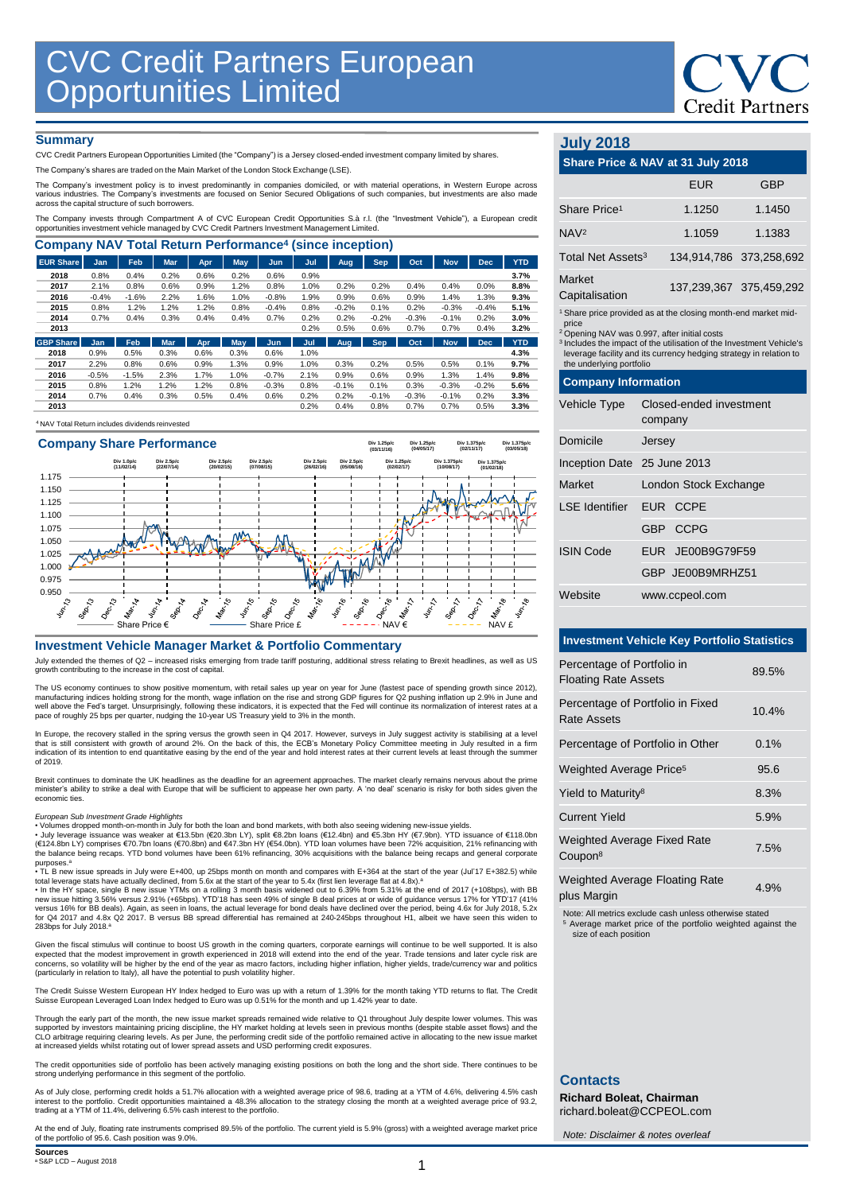# CVC Credit Partners European Opportunities Limited

## Summary

CVC Credit Partners European Opportunities Limited (the "Company") is a Jersey closed-ended investment company limited by shares.

The Company's shares are traded on the Main Market of the London Stock Exchange (LSE).

The Company's investment policy is to invest predominantly in companies domiciled, or with material operations, in Western Europe across various industries. The Company's investments are focused on Senior Secured Obligations of such companies, but investments are also made across the capital structure of such borrowers.

The Company invests through Compartment A of CVC European Credit Opportunities S.à r.l. (the "Investment Vehicle"), a European credit opportunities investment vehicle managed by CVC Credit Partners Investment Management Limited.

## Company NAV Total Return Performance[4] (since inception)

| EUR Share | Jan | Feb | Mar | Apr | May | Jun | Jul | Aug | Sep | Oct | Nov | Dec | YTD |
|---|---|---|---|---|---|---|---|---|---|---|---|---|---|
| 2018 | 0.8% | 0.4% | 0.2% | 0.6% | 0.2% | 0.6% | 0.9% | | | | | | **3.7%** |
| 2017 | 2.1% | 0.8% | 0.6% | 0.9% | 1.2% | 0.8% | 1.0% | 0.2% | 0.2% | 0.4% | 0.4% | 0.0% | **8.8%** |
| 2016 | -0.4% | -1.6% | 2.2% | 1.6% | 1.0% | -0.8% | 1.9% | 0.9% | 0.6% | 0.9% | 1.4% | 1.3% | **9.3%** |
| 2015 | 0.8% | 1.2% | 1.2% | 1.2% | 0.8% | -0.4% | 0.8% | -0.2% | 0.1% | 0.2% | -0.3% | -0.4% | **5.1%** |
| 2014 | 0.7% | 0.4% | 0.3% | 0.4% | 0.4% | 0.7% | 0.2% | 0.2% | -0.2% | -0.2% | -0.1% | 0.2% | **3.0%** |
| 2013 | | | | | | | 0.2% | 0.5% | 0.6% | 0.7% | 0.7% | 0.4% | **3.2%** |

| GBP Share | Jan | Feb | Mar | Apr | May | Jun | Jul | Aug | Sep | Oct | Nov | Dec | YTD |
|---|---|---|---|---|---|---|---|---|---|---|---|---|---|
| 2018 | 0.9% | 0.5% | 0.3% | 0.6% | 0.3% | 0.6% | 1.0% | | | | | | **4.3%** |
| 2017 | 2.2% | 0.8% | 0.6% | 0.9% | 1.3% | 0.9% | 1.0% | 0.3% | 0.2% | 0.5% | 0.5% | 0.1% | **9.7%** |
| 2016 | -0.5% | -1.5% | 2.3% | 1.7% | 1.0% | -0.7% | 2.1% | 0.9% | 0.6% | 0.9% | 1.3% | 1.4% | **9.8%** |
| 2015 | 0.8% | 1.2% | 1.2% | 1.2% | 0.8% | -0.3% | 0.8% | -0.1% | 0.1% | 0.3% | -0.3% | -0.2% | **5.6%** |
| 2014 | 0.7% | 0.4% | 0.3% | 0.5% | 0.4% | 0.6% | 0.2% | 0.2% | -0.1% | -0.3% | -0.1% | 0.2% | **3.3%** |
| 2013 | | | | | | | 0.2% | 0.4% | 0.8% | 0.7% | 0.7% | 0.5% | **3.3%** |

[4] NAV Total Return includes dividends reinvested

## Company Share Performance

Div 1.0p/c (11/02/14); Div 2.5p/c (22/07/14); Div 2.5p/c (20/02/15); Div 2.5p/c (07/08/15); Div 2.5p/c (26/02/16); Div 2.5p/c (05/08/16); Div 1.25p/c (03/11/16); Div 1.25p/c (02/02/17); Div 1.25p/c (04/05/17); Div 1.375p/c (10/08/17); Div 1.375p/c (02/11/17); Div 1.375p/c (01/02/18); Div 1.375p/c (03/05/18)

Legend: Share Price €; Share Price £; NAV €; NAV £

## Investment Vehicle Manager Market & Portfolio Commentary

July extended the themes of Q2 – increased risks emerging from trade tariff posturing, additional stress relating to Brexit headlines, as well as US growth contributing to the increase in the cost of capital.

The US economy continues to show positive momentum, with retail sales up year on year for June (fastest pace of spending growth since 2012), manufacturing indices holding strong for the month, wage inflation on the rise and strong GDP figures for Q2 pushing inflation up 2.9% in June and well above the Fed's target. Unsurprisingly, following these indicators, it is expected that the Fed will continue its normalization of interest rates at a pace of roughly 25 bps per quarter, nudging the 10-year US Treasury yield to 3% in the month.

In Europe, the recovery stalled in the spring versus the growth seen in Q4 2017. However, surveys in July suggest activity is stabilising at a level that is still consistent with growth of around 2%. On the back of this, the ECB's Monetary Policy Committee meeting in July resulted in a firm indication of its intention to end quantitative easing by the end of the year and hold interest rates at their current levels at least through the summer of 2019.

Brexit continues to dominate the UK headlines as the deadline for an agreement approaches. The market clearly remains nervous about the prime minister's ability to strike a deal with Europe that will be sufficient to appease her own party. A 'no deal' scenario is risky for both sides given the economic ties.

*European Sub Investment Grade Highlights*

- Volumes dropped month-on-month in July for both the loan and bond markets, with both also seeing widening new-issue yields.
- July leverage issuance was weaker at €13.5bn (€20.3bn LY), split €8.2bn loans (€12.4bn) and €5.3bn HY (€7.9bn). YTD issuance of €118.0bn (€124.8bn LY) comprises €70.7bn loans (€70.8bn) and €47.3bn HY (€54.0bn). YTD loan volumes have been 72% acquisition, 21% refinancing with the balance being recaps. YTD bond volumes have been 61% refinancing, 30% acquisitions with the balance being recaps and general corporate purposes.[a]
- TL B new issue spreads in July were E+400, up 25bps month on month and compares with E+364 at the start of the year (Jul'17 E+382.5) while total leverage stats have actually declined, from 5.6x at the start of the year to 5.4x (first lien leverage flat at 4.8x).[a]
- In the HY space, single B new issue YTMs on a rolling 3 month basis widened out to 6.39% from 5.31% at the end of 2017 (+108bps), with BB new issue hitting 3.56% versus 2.91% (+65bps). YTD'18 has seen 49% of single B deal prices at or wide of guidance versus 17% for YTD'17 (41% versus 16% for BB deals). Again, as seen in loans, the actual leverage for bond deals have declined over the period, being 4.6x for July 2018, 5.2x for Q4 2017 and 4.8x Q2 2017. B versus BB spread differential has remained at 240-245bps throughout H1, albeit we have seen this widen to 283bps for July 2018.[a]

Given the fiscal stimulus will continue to boost US growth in the coming quarters, corporate earnings will continue to be well supported. It is also expected that the modest improvement in growth experienced in 2018 will extend into the end of the year. Trade tensions and later cycle risk are concerns, so volatility will be higher by the end of the year as macro factors, including higher inflation, higher yields, trade/currency war and politics (particularly in relation to Italy), all have the potential to push volatility higher.

The Credit Suisse Western European HY Index hedged to Euro was up with a return of 1.39% for the month taking YTD returns to flat. The Credit Suisse European Leveraged Loan Index hedged to Euro was up 0.51% for the month and up 1.42% year to date.

Through the early part of the month, the new issue market spreads remained wide relative to Q1 throughout July despite lower volumes. This was supported by investors maintaining pricing discipline, the HY market holding at levels seen in previous months (despite stable asset flows) and the CLO arbitrage requiring clearing levels. As per June, the performing credit side of the portfolio remained active in allocating to the new issue market at increased yields whilst rotating out of lower spread assets and USD performing credit exposures.

The credit opportunities side of portfolio has been actively managing existing positions on both the long and the short side. There continues to be strong underlying performance in this segment of the portfolio.

As of July close, performing credit holds a 51.7% allocation with a weighted average price of 98.6, trading at a YTM of 4.6%, delivering 4.5% cash interest to the portfolio. Credit opportunities maintained a 48.3% allocation to the strategy closing the month at a weighted average price of 93.2, trading at a YTM of 11.4%, delivering 6.5% cash interest to the portfolio.

At the end of July, floating rate instruments comprised 89.5% of the portfolio. The current yield is 5.9% (gross) with a weighted average market price of the portfolio of 95.6. Cash position was 9.0%.

**Sources**

[a] S&P LCD – August 2018

## July 2018

### Share Price & NAV at 31 July 2018

| | EUR | GBP |
|---|---|---|
| Share Price[1] | 1.1250 | 1.1450 |
| NAV[2] | 1.1059 | 1.1383 |
| Total Net Assets[3] | 134,914,786 | 373,258,692 |
| Market Capitalisation | 137,239,367 | 375,459,292 |

[1] Share price provided as at the closing month-end market mid-price
[2] Opening NAV was 0.997, after initial costs
[3] Includes the impact of the utilisation of the Investment Vehicle's leverage facility and its currency hedging strategy in relation to the underlying portfolio

### Company Information

| | |
|---|---|
| Vehicle Type | Closed-ended investment company |
| Domicile | Jersey |
| Inception Date | 25 June 2013 |
| Market | London Stock Exchange |
| LSE Identifier | EUR CCPE |
| | GBP CCPG |
| ISIN Code | EUR JE00B9G79F59 |
| | GBP JE00B9MRHZ51 |
| Website | www.ccpeol.com |

### Investment Vehicle Key Portfolio Statistics

| | |
|---|---|
| Percentage of Portfolio in Floating Rate Assets | 89.5% |
| Percentage of Portfolio in Fixed Rate Assets | 10.4% |
| Percentage of Portfolio in Other | 0.1% |
| Weighted Average Price[5] | 95.6 |
| Yield to Maturity[8] | 8.3% |
| Current Yield | 5.9% |
| Weighted Average Fixed Rate Coupon[8] | 7.5% |
| Weighted Average Floating Rate plus Margin | 4.9% |

Note: All metrics exclude cash unless otherwise stated
[5] Average market price of the portfolio weighted against the size of each position

### Contacts

**Richard Boleat, Chairman**
richard.boleat@CCPEOL.com

*Note: Disclaimer & notes overleaf*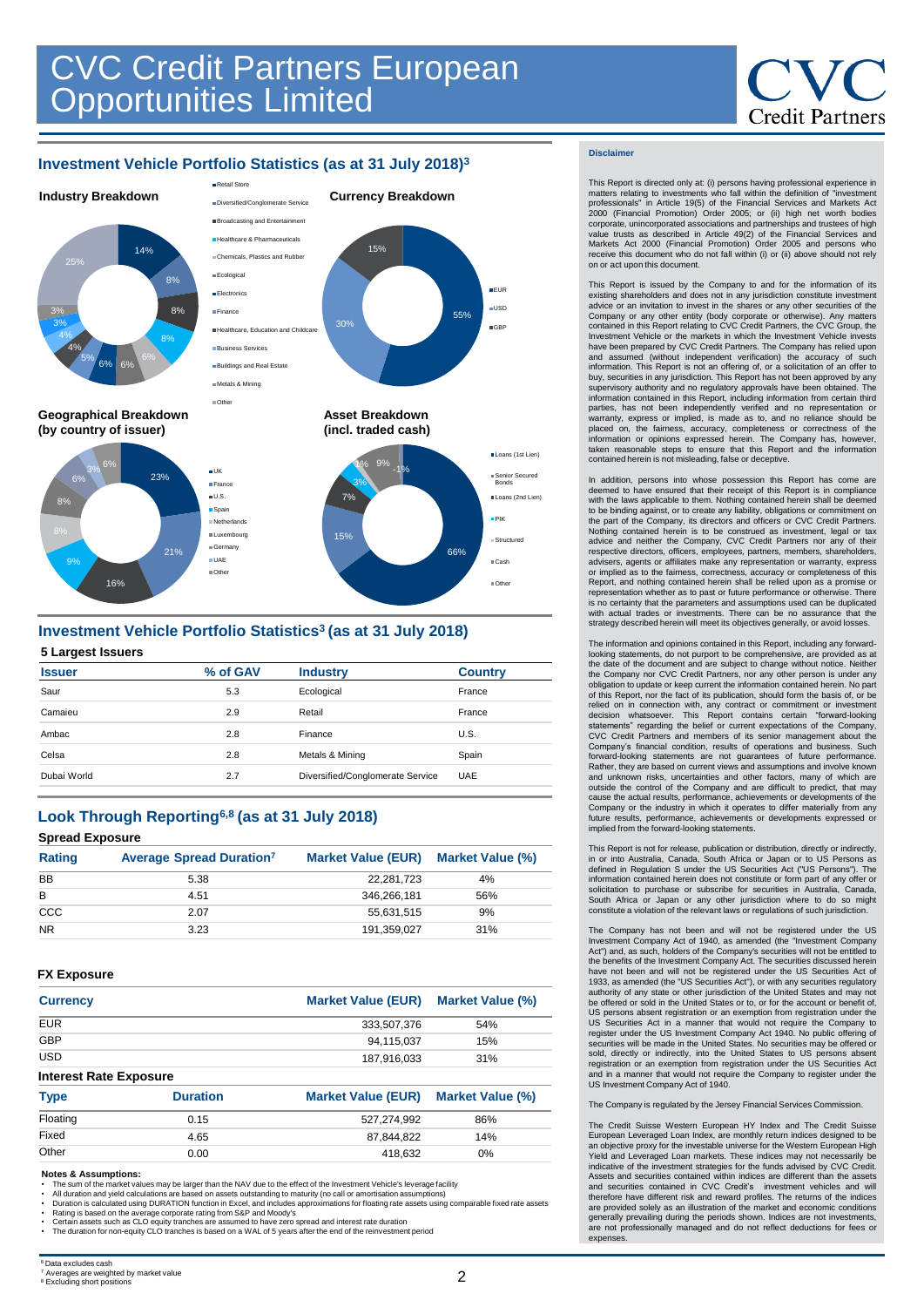# CVC Credit Partners European Opportunities Limited

## Investment Vehicle Portfolio Statistics (as at 31 July 2018)[3]

**Industry Breakdown**

14%
8%
8%
8%
6%
6%
6%
5%
4%
4%
3%
3%
25%

Retail Store
Diversified/Conglomerate Service
Broadcasting and Entertainment
Healthcare & Pharmaceuticals
Chemicals, Plastics and Rubber
Ecological
Electronics
Finance
Healthcare, Education and Childcare
Business Services
Buildings and Real Estate
Metals & Mining
Other

**Currency Breakdown**

55%
30%
15%

EUR
USD
GBP

**Geographical Breakdown (by country of issuer)**

23%
21%
16%
9%
8%
8%
6%
3%
6%

UK
France
U.S.
Spain
Netherlands
Luxembourg
Germany
UAE
Other

**Asset Breakdown (incl. traded cash)**

66%
15%
7%
3%
1%
9%
-1%

Loans (1st Lien)
Senior Secured Bonds
Loans (2nd Lien)
PIK
Structured
Cash
Other

## Investment Vehicle Portfolio Statistics[3] (as at 31 July 2018)

**5 Largest Issuers**

| Issuer | % of GAV | Industry | Country |
|---|---|---|---|
| Saur | 5.3 | Ecological | France |
| Camaieu | 2.9 | Retail | France |
| Ambac | 2.8 | Finance | U.S. |
| Celsa | 2.8 | Metals & Mining | Spain |
| Dubai World | 2.7 | Diversified/Conglomerate Service | UAE |

## Look Through Reporting[6,8] (as at 31 July 2018)

**Spread Exposure**

| Rating | Average Spread Duration[7] | Market Value (EUR) | Market Value (%) |
|---|---|---|---|
| BB | 5.38 | 22,281,723 | 4% |
| B | 4.51 | 346,266,181 | 56% |
| CCC | 2.07 | 55,631,515 | 9% |
| NR | 3.23 | 191,359,027 | 31% |

**FX Exposure**

| Currency | Market Value (EUR) | Market Value (%) |
|---|---|---|
| EUR | 333,507,376 | 54% |
| GBP | 94,115,037 | 15% |
| USD | 187,916,033 | 31% |

**Interest Rate Exposure**

| Type | Duration | Market Value (EUR) | Market Value (%) |
|---|---|---|---|
| Floating | 0.15 | 527,274,992 | 86% |
| Fixed | 4.65 | 87,844,822 | 14% |
| Other | 0.00 | 418,632 | 0% |

**Notes & Assumptions:**

- The sum of the market values may be larger than the NAV due to the effect of the Investment Vehicle's leverage facility
- All duration and yield calculations are based on assets outstanding to maturity (no call or amortisation assumptions)
- Duration is calculated using DURATION function in Excel, and includes approximations for floating rate assets using comparable fixed rate assets
- Rating is based on the average corporate rating from S&P and Moody's
- Certain assets such as CLO equity tranches are assumed to have zero spread and interest rate duration
- The duration for non-equity CLO tranches is based on a WAL of 5 years after the end of the reinvestment period

### Disclaimer

This Report is directed only at: (i) persons having professional experience in matters relating to investments who fall within the definition of "investment professionals" in Article 19(5) of the Financial Services and Markets Act 2000 (Financial Promotion) Order 2005; or (ii) high net worth bodies corporate, unincorporated associations and partnerships and trustees of high value trusts as described in Article 49(2) of the Financial Services and Markets Act 2000 (Financial Promotion) Order 2005 and persons who receive this document who do not fall within (i) or (ii) above should not rely on or act upon this document.

This Report is issued by the Company to and for the information of its existing shareholders and does not in any jurisdiction constitute investment advice or an invitation to invest in the shares or any other securities of the Company or any other entity (body corporate or otherwise). Any matters contained in this Report relating to CVC Credit Partners, the CVC Group, the Investment Vehicle or the markets in which the Investment Vehicle invests have been prepared by CVC Credit Partners. The Company has relied upon and assumed (without independent verification) the accuracy of such information. This Report is not an offering of, or a solicitation of an offer to buy, securities in any jurisdiction. This Report has not been approved by any supervisory authority and no regulatory approvals have been obtained. The information contained in this Report, including information from certain third parties, has not been independently verified and no representation or warranty, express or implied, is made as to, and no reliance should be placed on, the fairness, accuracy, completeness or correctness of the information or opinions expressed herein. The Company has, however, taken reasonable steps to ensure that this Report and the information contained herein is not misleading, false or deceptive.

In addition, persons into whose possession this Report has come are deemed to have ensured that their receipt of this Report is in compliance with the laws applicable to them. Nothing contained herein shall be deemed to be binding against, or to create any liability, obligations or commitment on the part of the Company, its directors and officers or CVC Credit Partners. Nothing contained herein is to be construed as investment, legal or tax advice and neither the Company, CVC Credit Partners nor any of their respective directors, officers, employees, partners, members, shareholders, advisers, agents or affiliates make any representation or warranty, express or implied as to the fairness, correctness, accuracy or completeness of this Report, and nothing contained herein shall be relied upon as a promise or representation whether as to past or future performance or otherwise. There is no certainty that the parameters and assumptions used can be duplicated with actual trades or investments. There can be no assurance that the strategy described herein will meet its objectives generally, or avoid losses.

The information and opinions contained in this Report, including any forward-looking statements, do not purport to be comprehensive, are provided as at the date of the document and are subject to change without notice. Neither the Company nor CVC Credit Partners, nor any other person is under any obligation to update or keep current the information contained herein. No part of this Report, nor the fact of its publication, should form the basis of, or be relied on in connection with, any contract or commitment or investment decision whatsoever. This Report contains certain "forward-looking statements" regarding the belief or current expectations of the Company, CVC Credit Partners and members of its senior management about the Company's financial condition, results of operations and business. Such forward-looking statements are not guarantees of future performance. Rather, they are based on current views and assumptions and involve known and unknown risks, uncertainties and other factors, many of which are outside the control of the Company and are difficult to predict, that may cause the actual results, performance, achievements or developments of the Company or the industry in which it operates to differ materially from any future results, performance, achievements or developments expressed or implied from the forward-looking statements.

This Report is not for release, publication or distribution, directly or indirectly, in or into Australia, Canada, South Africa or Japan or to US Persons as defined in Regulation S under the US Securities Act ("US Persons"). The information contained herein does not constitute or form part of any offer or solicitation to purchase or subscribe for securities in Australia, Canada, South Africa or Japan or any other jurisdiction where to do so might constitute a violation of the relevant laws or regulations of such jurisdiction.

The Company has not been and will not be registered under the US Investment Company Act of 1940, as amended (the "Investment Company Act") and, as such, holders of the Company's securities will not be entitled to the benefits of the Investment Company Act. The securities discussed herein have not been and will not be registered under the US Securities Act of 1933, as amended (the "US Securities Act"), or with any securities regulatory authority of any state or other jurisdiction of the United States and may not be offered or sold in the United States or to, or for the account or benefit of, US persons absent registration or an exemption from registration under the US Securities Act in a manner that would not require the Company to register under the US Investment Company Act 1940. No public offering of securities will be made in the United States. No securities may be offered or sold, directly or indirectly, into the United States to US persons absent registration or an exemption from registration under the US Securities Act and in a manner that would not require the Company to register under the US Investment Company Act of 1940.

The Company is regulated by the Jersey Financial Services Commission.

The Credit Suisse Western European HY Index and The Credit Suisse European Leveraged Loan Index, are monthly return indices designed to be an objective proxy for the investable universe for the Western European High Yield and Leveraged Loan markets. These indices may not necessarily be indicative of the investment strategies for the funds advised by CVC Credit. Assets and securities contained within indices are different than the assets and securities contained in CVC Credit's investment vehicles and will therefore have different risk and reward profiles. The returns of the indices are provided solely as an illustration of the market and economic conditions generally prevailing during the periods shown. Indices are not investments, are not professionally managed and do not reflect deductions for fees or expenses.

[6] Data excludes cash
[7] Averages are weighted by market value
[8] Excluding short positions